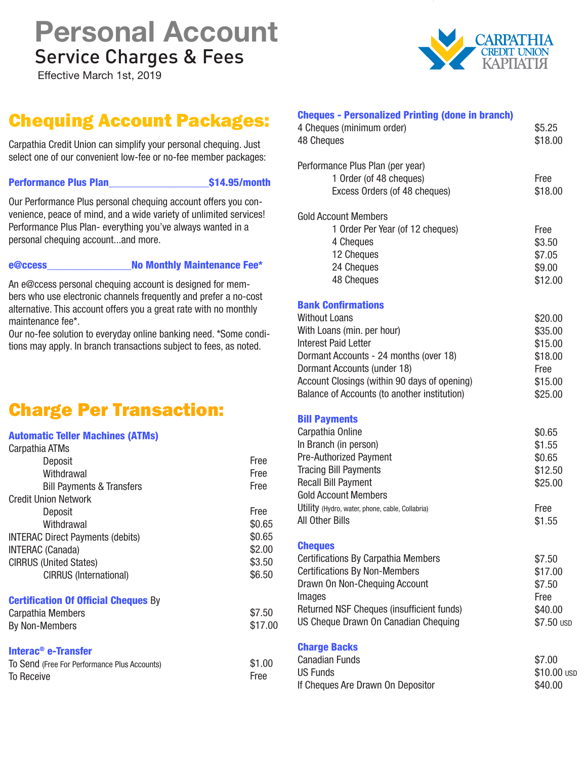# Personal Account

## Service Charges & Fees

Effective March 1st, 2019

CARPATHIA CREDIT UNION КАРПАТІЯ

## Chequing Account Packages:

Carpathia Credit Union can simplify your personal chequing. Just select one of our convenient low-fee or no-fee member packages:

**Performance Plus Plan__________________$14.95/month**

Our Performance Plus personal chequing account offers you convenience, peace of mind, and a wide variety of unlimited services! Performance Plus Plan- everything you've always wanted in a personal chequing account...and more.

**e@ccess________________No Monthly Maintenance Fee***

An e@ccess personal chequing account is designed for members who use electronic channels frequently and prefer a no-cost alternative. This account offers you a great rate with no monthly maintenance fee*.
Our no-fee solution to everyday online banking need. *Some conditions may apply. In branch transactions subject to fees, as noted.

## Charge Per Transaction:

### Automatic Teller Machines (ATMs)

| | |
|---|---|
| Carpathia ATMs | |
| Deposit | Free |
| Withdrawal | Free |
| Bill Payments & Transfers | Free |
| Credit Union Network | |
| Deposit | Free |
| Withdrawal | $0.65 |
| INTERAC Direct Payments (debits) | $0.65 |
| INTERAC (Canada) | $2.00 |
| CIRRUS (United States) | $3.50 |
| CIRRUS (International) | $6.50 |

### Certification Of Official Cheques By

| | |
|---|---|
| Carpathia Members | $7.50 |
| By Non-Members | $17.00 |

### Interac® e-Transfer

| | |
|---|---|
| To Send (Free For Performance Plus Accounts) | $1.00 |
| To Receive | Free |

### Cheques - Personalized Printing (done in branch)

| | |
|---|---|
| 4 Cheques (minimum order) | $5.25 |
| 48 Cheques | $18.00 |
| Performance Plus Plan (per year) | |
| 1 Order (of 48 cheques) | Free |
| Excess Orders (of 48 cheques) | $18.00 |
| Gold Account Members | |
| 1 Order Per Year (of 12 cheques) | Free |
| 4 Cheques | $3.50 |
| 12 Cheques | $7.05 |
| 24 Cheques | $9.00 |
| 48 Cheques | $12.00 |

### Bank Confirmations

| | |
|---|---|
| Without Loans | $20.00 |
| With Loans (min. per hour) | $35.00 |
| Interest Paid Letter | $15.00 |
| Dormant Accounts - 24 months (over 18) | $18.00 |
| Dormant Accounts (under 18) | Free |
| Account Closings (within 90 days of opening) | $15.00 |
| Balance of Accounts (to another institution) | $25.00 |

### Bill Payments

| | |
|---|---|
| Carpathia Online | $0.65 |
| In Branch (in person) | $1.55 |
| Pre-Authorized Payment | $0.65 |
| Tracing Bill Payments | $12.50 |
| Recall Bill Payment | $25.00 |
| Gold Account Members | |
| Utility (Hydro, water, phone, cable, Collabria) | Free |
| All Other Bills | $1.55 |

### Cheques

| | |
|---|---|
| Certifications By Carpathia Members | $7.50 |
| Certifications By Non-Members | $17.00 |
| Drawn On Non-Chequing Account | $7.50 |
| Images | Free |
| Returned NSF Cheques (insufficient funds) | $40.00 |
| US Cheque Drawn On Canadian Chequing | $7.50 USD |

### Charge Backs

| | |
|---|---|
| Canadian Funds | $7.00 |
| US Funds | $10.00 USD |
| If Cheques Are Drawn On Depositor | $40.00 |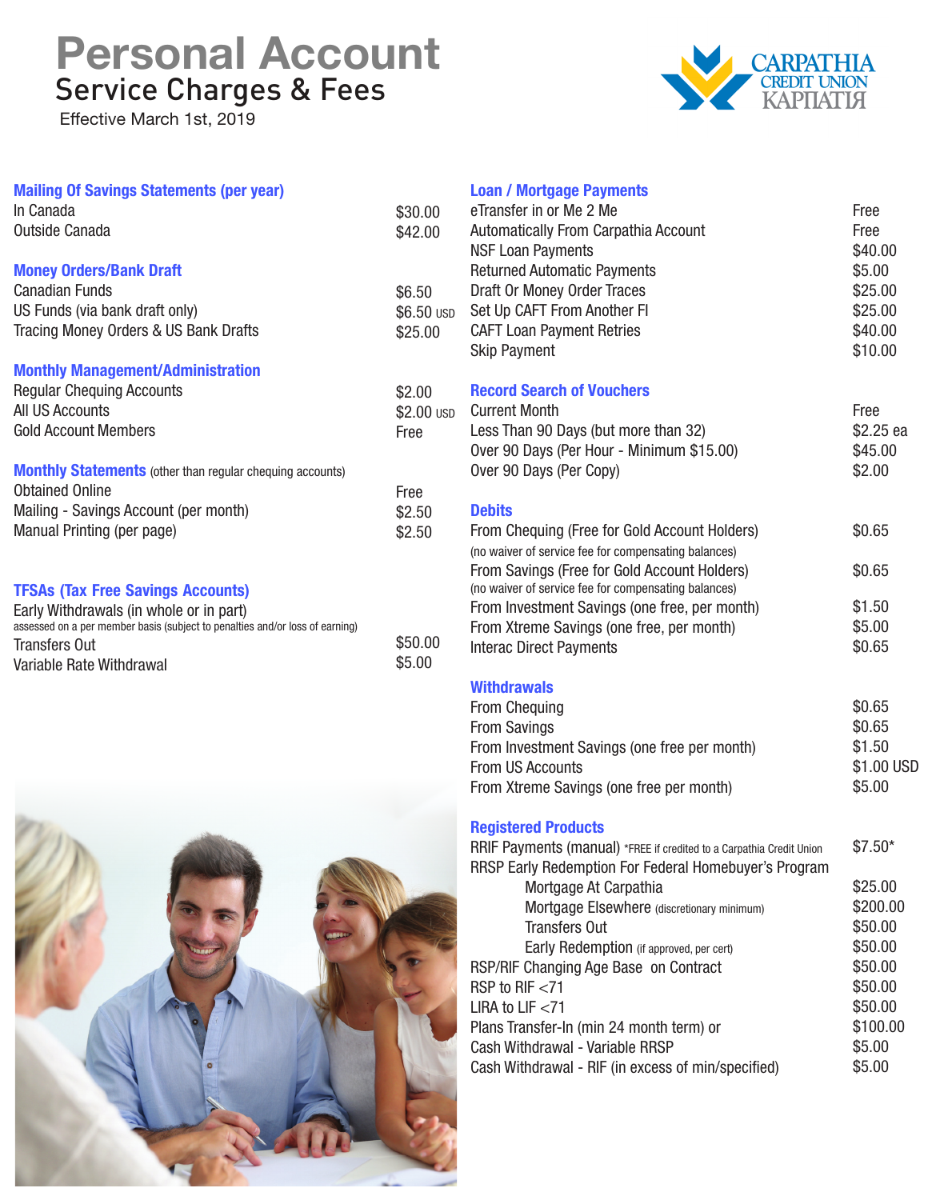# Personal Account
## Service Charges & Fees

Effective March 1st, 2019

CARPATHIA CREDIT UNION КАРПАТІЯ

### Mailing Of Savings Statements (per year)

| | |
|---|---|
| In Canada | $30.00 |
| Outside Canada | $42.00 |

### Money Orders/Bank Draft

| | |
|---|---|
| Canadian Funds | $6.50 |
| US Funds (via bank draft only) | $6.50 USD |
| Tracing Money Orders & US Bank Drafts | $25.00 |

### Monthly Management/Administration

| | |
|---|---|
| Regular Chequing Accounts | $2.00 |
| All US Accounts | $2.00 USD |
| Gold Account Members | Free |

### Monthly Statements (other than regular chequing accounts)

| | |
|---|---|
| Obtained Online | Free |
| Mailing - Savings Account (per month) | $2.50 |
| Manual Printing (per page) | $2.50 |

### TFSAs (Tax Free Savings Accounts)

| | |
|---|---|
| Early Withdrawals (in whole or in part) assessed on a per member basis (subject to penalties and/or loss of earning) | |
| Transfers Out | $50.00 |
| Variable Rate Withdrawal | $5.00 |

### Loan / Mortgage Payments

| | |
|---|---|
| eTransfer in or Me 2 Me | Free |
| Automatically From Carpathia Account | Free |
| NSF Loan Payments | $40.00 |
| Returned Automatic Payments | $5.00 |
| Draft Or Money Order Traces | $25.00 |
| Set Up CAFT From Another FI | $25.00 |
| CAFT Loan Payment Retries | $40.00 |
| Skip Payment | $10.00 |

### Record Search of Vouchers

| | |
|---|---|
| Current Month | Free |
| Less Than 90 Days (but more than 32) | $2.25 ea |
| Over 90 Days (Per Hour - Minimum $15.00) | $45.00 |
| Over 90 Days (Per Copy) | $2.00 |

### Debits

| | |
|---|---|
| From Chequing (Free for Gold Account Holders) (no waiver of service fee for compensating balances) | $0.65 |
| From Savings (Free for Gold Account Holders) (no waiver of service fee for compensating balances) | $0.65 |
| From Investment Savings (one free, per month) | $1.50 |
| From Xtreme Savings (one free, per month) | $5.00 |
| Interac Direct Payments | $0.65 |

### Withdrawals

| | |
|---|---|
| From Chequing | $0.65 |
| From Savings | $0.65 |
| From Investment Savings (one free per month) | $1.50 |
| From US Accounts | $1.00 USD |
| From Xtreme Savings (one free per month) | $5.00 |

### Registered Products

| | |
|---|---|
| RRIF Payments (manual) *FREE if credited to a Carpathia Credit Union | $7.50* |
| RRSP Early Redemption For Federal Homebuyer's Program | |
| Mortgage At Carpathia | $25.00 |
| Mortgage Elsewhere (discretionary minimum) | $200.00 |
| Transfers Out | $50.00 |
| Early Redemption (if approved, per cert) | $50.00 |
| RSP/RIF Changing Age Base on Contract | $50.00 |
| RSP to RIF <71 | $50.00 |
| LIRA to LIF <71 | $50.00 |
| Plans Transfer-In (min 24 month term) or | $100.00 |
| Cash Withdrawal - Variable RRSP | $5.00 |
| Cash Withdrawal - RIF (in excess of min/specified) | $5.00 |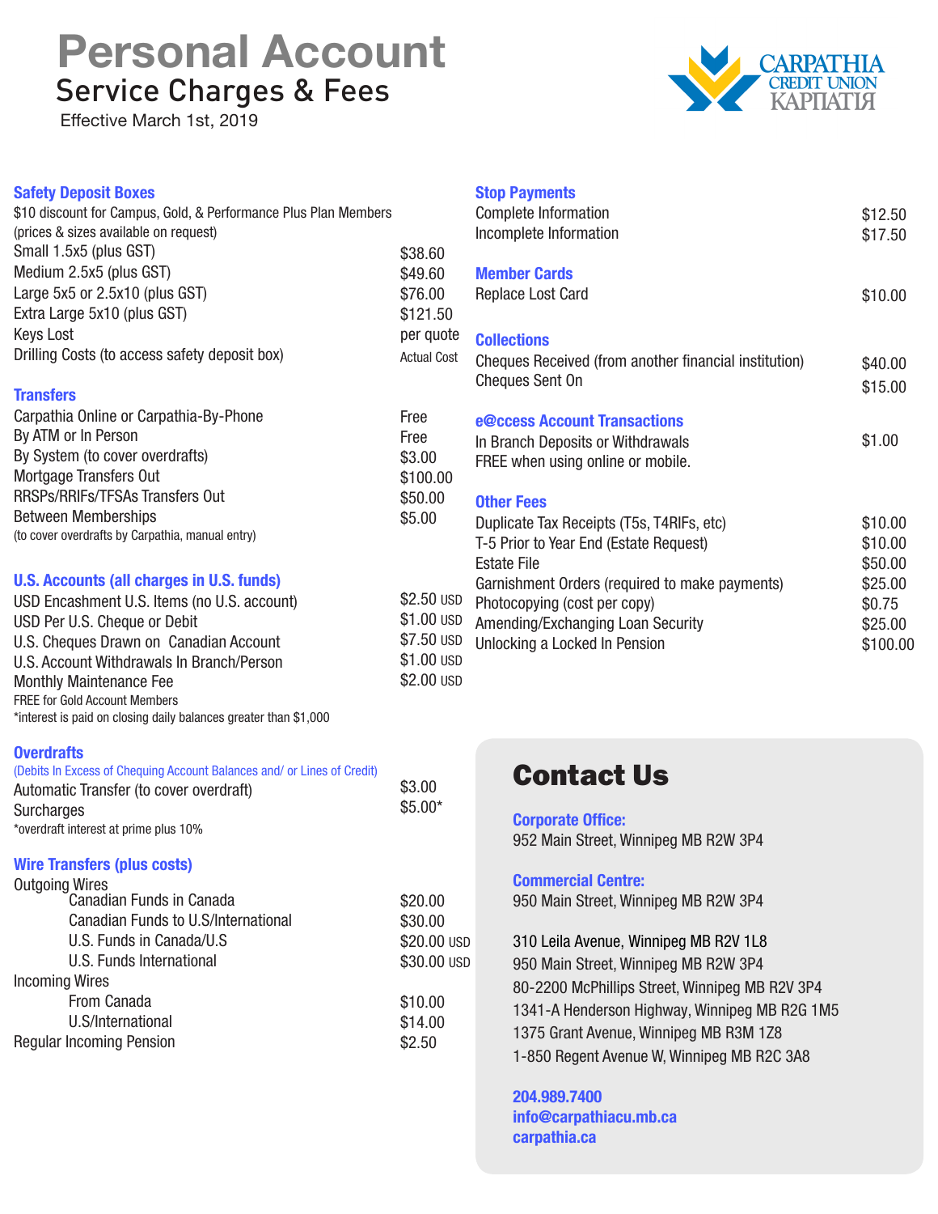# Personal Account

## Service Charges & Fees

Effective March 1st, 2019

CARPATHIA CREDIT UNION КАРПАТІЯ

### Safety Deposit Boxes

$10 discount for Campus, Gold, & Performance Plus Plan Members
(prices & sizes available on request)

| | |
|---|---|
| Small 1.5x5 (plus GST) | $38.60 |
| Medium 2.5x5 (plus GST) | $49.60 |
| Large 5x5 or 2.5x10 (plus GST) | $76.00 |
| Extra Large 5x10 (plus GST) | $121.50 |
| Keys Lost | per quote |
| Drilling Costs (to access safety deposit box) | Actual Cost |

### Transfers

| | |
|---|---|
| Carpathia Online or Carpathia-By-Phone | Free |
| By ATM or In Person | Free |
| By System (to cover overdrafts) | $3.00 |
| Mortgage Transfers Out | $100.00 |
| RRSPs/RRIFs/TFSAs Transfers Out | $50.00 |
| Between Memberships (to cover overdrafts by Carpathia, manual entry) | $5.00 |

### U.S. Accounts (all charges in U.S. funds)

| | |
|---|---|
| USD Encashment U.S. Items (no U.S. account) | $2.50 USD |
| USD Per U.S. Cheque or Debit | $1.00 USD |
| U.S. Cheques Drawn on Canadian Account | $7.50 USD |
| U.S. Account Withdrawals In Branch/Person | $1.00 USD |
| Monthly Maintenance Fee | $2.00 USD |

FREE for Gold Account Members
*interest is paid on closing daily balances greater than $1,000

### Overdrafts

(Debits In Excess of Chequing Account Balances and/ or Lines of Credit)

| | |
|---|---|
| Automatic Transfer (to cover overdraft) | $3.00 |
| Surcharges | $5.00* |

*overdraft interest at prime plus 10%

### Wire Transfers (plus costs)

| | |
|---|---|
| **Outgoing Wires** | |
| Canadian Funds in Canada | $20.00 |
| Canadian Funds to U.S/International | $30.00 |
| U.S. Funds in Canada/U.S | $20.00 USD |
| U.S. Funds International | $30.00 USD |
| **Incoming Wires** | |
| From Canada | $10.00 |
| U.S/International | $14.00 |
| Regular Incoming Pension | $2.50 |

### Stop Payments

| | |
|---|---|
| Complete Information | $12.50 |
| Incomplete Information | $17.50 |

### Member Cards

| | |
|---|---|
| Replace Lost Card | $10.00 |

### Collections

| | |
|---|---|
| Cheques Received (from another financial institution) | $40.00 |
| Cheques Sent On | $15.00 |

### e@ccess Account Transactions

| | |
|---|---|
| In Branch Deposits or Withdrawals | $1.00 |

FREE when using online or mobile.

### Other Fees

| | |
|---|---|
| Duplicate Tax Receipts (T5s, T4RIFs, etc) | $10.00 |
| T-5 Prior to Year End (Estate Request) | $10.00 |
| Estate File | $50.00 |
| Garnishment Orders (required to make payments) | $25.00 |
| Photocopying (cost per copy) | $0.75 |
| Amending/Exchanging Loan Security | $25.00 |
| Unlocking a Locked In Pension | $100.00 |

## Contact Us

**Corporate Office:**
952 Main Street, Winnipeg MB R2W 3P4

**Commercial Centre:**
950 Main Street, Winnipeg MB R2W 3P4

310 Leila Avenue, Winnipeg MB R2V 1L8
950 Main Street, Winnipeg MB R2W 3P4
80-2200 McPhillips Street, Winnipeg MB R2V 3P4
1341-A Henderson Highway, Winnipeg MB R2G 1M5
1375 Grant Avenue, Winnipeg MB R3M 1Z8
1-850 Regent Avenue W, Winnipeg MB R2C 3A8

**204.989.7400**
**info@carpathiacu.mb.ca**
**carpathia.ca**